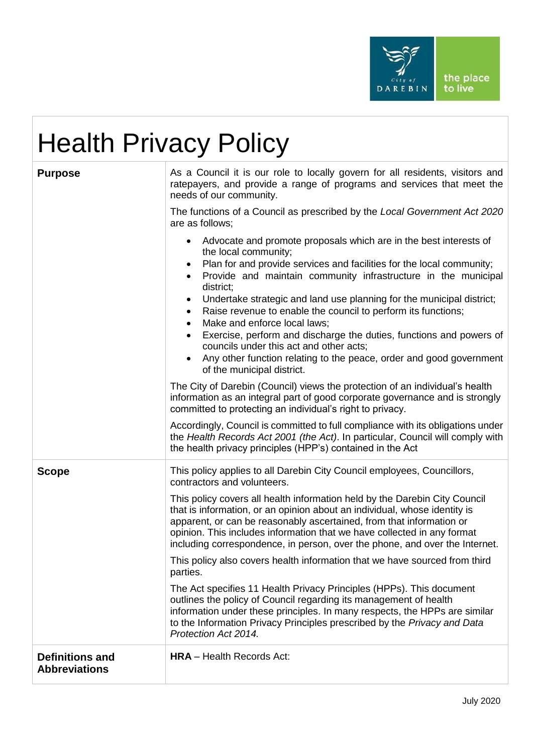# Health Privacy Policy

| | |
|---|---|
| **Purpose** | As a Council it is our role to locally govern for all residents, visitors and ratepayers, and provide a range of programs and services that meet the needs of our community.<br><br>The functions of a Council as prescribed by the *Local Government Act 2020* are as follows;<br><br>• Advocate and promote proposals which are in the best interests of the local community;<br>• Plan for and provide services and facilities for the local community;<br>• Provide and maintain community infrastructure in the municipal district;<br>• Undertake strategic and land use planning for the municipal district;<br>• Raise revenue to enable the council to perform its functions;<br>• Make and enforce local laws;<br>• Exercise, perform and discharge the duties, functions and powers of councils under this act and other acts;<br>• Any other function relating to the peace, order and good government of the municipal district.<br><br>The City of Darebin (Council) views the protection of an individual's health information as an integral part of good corporate governance and is strongly committed to protecting an individual's right to privacy.<br><br>Accordingly, Council is committed to full compliance with its obligations under the *Health Records Act 2001 (the Act)*. In particular, Council will comply with the health privacy principles (HPP's) contained in the Act |
| **Scope** | This policy applies to all Darebin City Council employees, Councillors, contractors and volunteers.<br><br>This policy covers all health information held by the Darebin City Council that is information, or an opinion about an individual, whose identity is apparent, or can be reasonably ascertained, from that information or opinion. This includes information that we have collected in any format including correspondence, in person, over the phone, and over the Internet.<br><br>This policy also covers health information that we have sourced from third parties.<br><br>The Act specifies 11 Health Privacy Principles (HPPs). This document outlines the policy of Council regarding its management of health information under these principles. In many respects, the HPPs are similar to the Information Privacy Principles prescribed by the *Privacy and Data Protection Act 2014.* |
| **Definitions and Abbreviations** | **HRA** – Health Records Act: |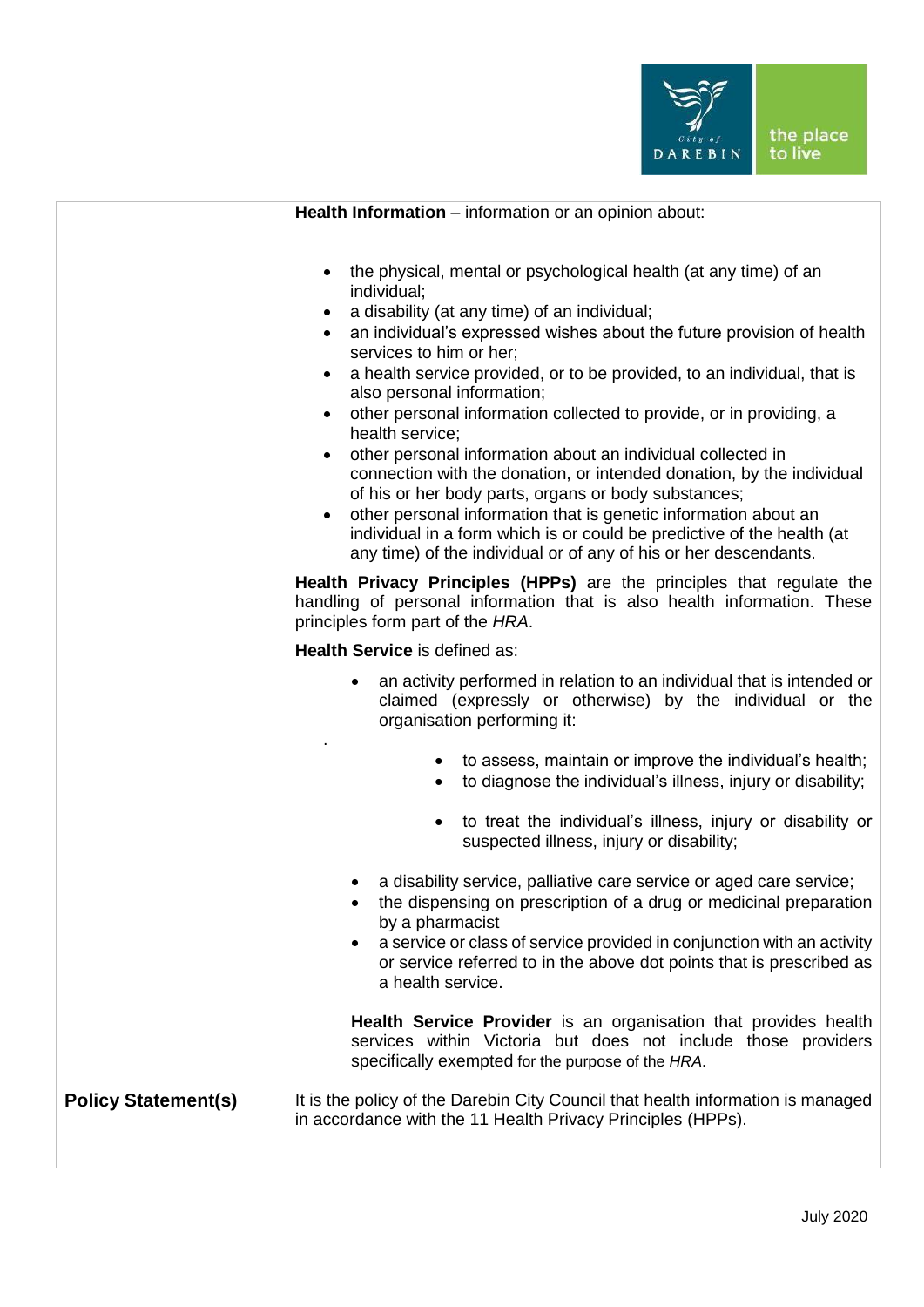| | |
|---|---|
| | **Health Information** – information or an opinion about:<br><br>• the physical, mental or psychological health (at any time) of an individual;<br>• a disability (at any time) of an individual;<br>• an individual's expressed wishes about the future provision of health services to him or her;<br>• a health service provided, or to be provided, to an individual, that is also personal information;<br>• other personal information collected to provide, or in providing, a health service;<br>• other personal information about an individual collected in connection with the donation, or intended donation, by the individual of his or her body parts, organs or body substances;<br>• other personal information that is genetic information about an individual in a form which is or could be predictive of the health (at any time) of the individual or of any of his or her descendants.<br><br>**Health Privacy Principles (HPPs)** are the principles that regulate the handling of personal information that is also health information. These principles form part of the *HRA*.<br><br>**Health Service** is defined as:<br><br>• an activity performed in relation to an individual that is intended or claimed (expressly or otherwise) by the individual or the organisation performing it:<br>  ◦ to assess, maintain or improve the individual's health;<br>  ◦ to diagnose the individual's illness, injury or disability;<br>  ◦ to treat the individual's illness, injury or disability or suspected illness, injury or disability;<br>• a disability service, palliative care service or aged care service;<br>• the dispensing on prescription of a drug or medicinal preparation by a pharmacist<br>• a service or class of service provided in conjunction with an activity or service referred to in the above dot points that is prescribed as a health service.<br><br>**Health Service Provider** is an organisation that provides health services within Victoria but does not include those providers specifically exempted for the purpose of the *HRA*. |
| **Policy Statement(s)** | It is the policy of the Darebin City Council that health information is managed in accordance with the 11 Health Privacy Principles (HPPs). |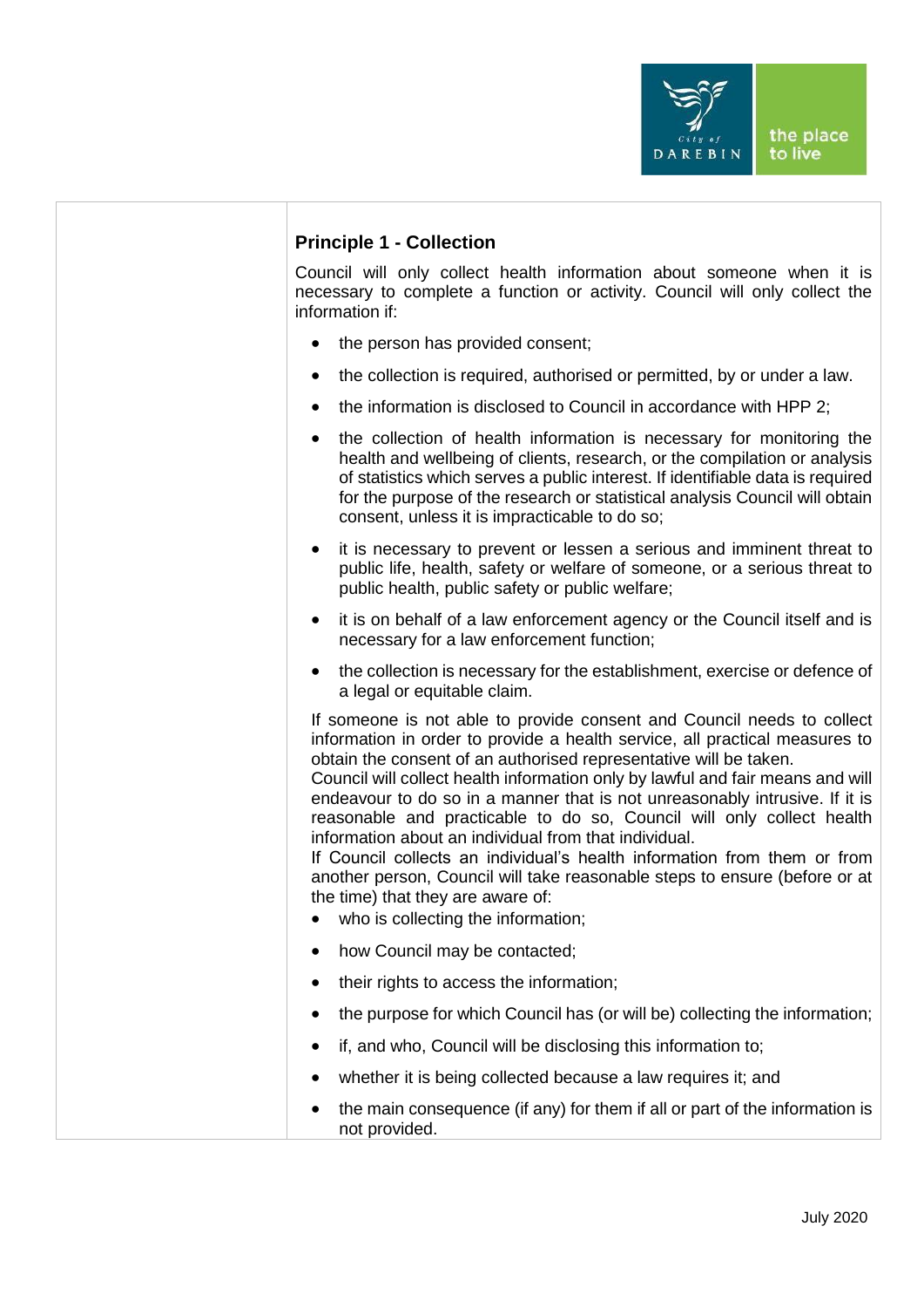### Principle 1 - Collection

Council will only collect health information about someone when it is necessary to complete a function or activity. Council will only collect the information if:

- the person has provided consent;
- the collection is required, authorised or permitted, by or under a law.
- the information is disclosed to Council in accordance with HPP 2;
- the collection of health information is necessary for monitoring the health and wellbeing of clients, research, or the compilation or analysis of statistics which serves a public interest. If identifiable data is required for the purpose of the research or statistical analysis Council will obtain consent, unless it is impracticable to do so;
- it is necessary to prevent or lessen a serious and imminent threat to public life, health, safety or welfare of someone, or a serious threat to public health, public safety or public welfare;
- it is on behalf of a law enforcement agency or the Council itself and is necessary for a law enforcement function;
- the collection is necessary for the establishment, exercise or defence of a legal or equitable claim.

If someone is not able to provide consent and Council needs to collect information in order to provide a health service, all practical measures to obtain the consent of an authorised representative will be taken.

Council will collect health information only by lawful and fair means and will endeavour to do so in a manner that is not unreasonably intrusive. If it is reasonable and practicable to do so, Council will only collect health information about an individual from that individual.

If Council collects an individual's health information from them or from another person, Council will take reasonable steps to ensure (before or at the time) that they are aware of:

- who is collecting the information;
- how Council may be contacted;
- their rights to access the information;
- the purpose for which Council has (or will be) collecting the information;
- if, and who, Council will be disclosing this information to;
- whether it is being collected because a law requires it; and
- the main consequence (if any) for them if all or part of the information is not provided.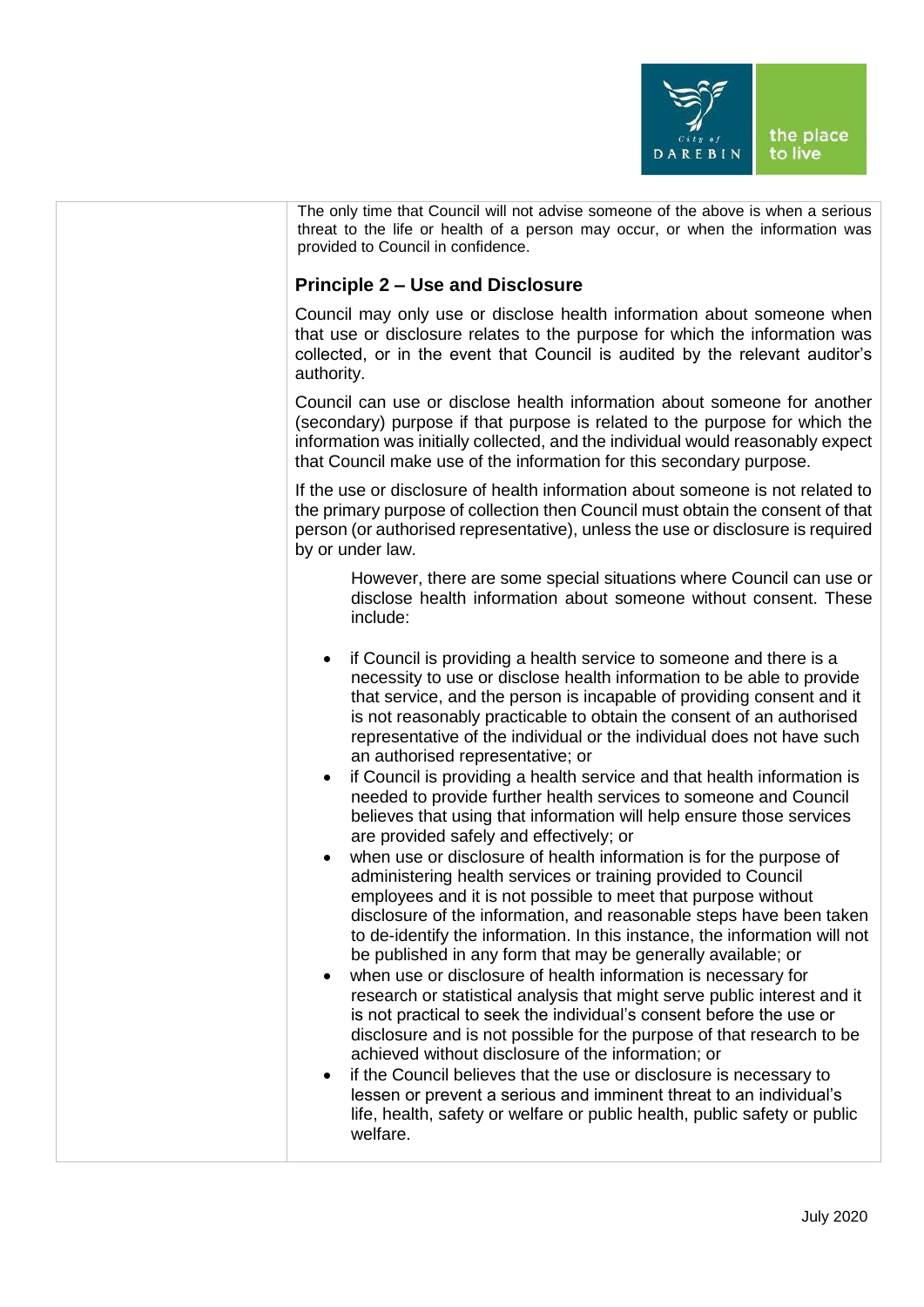The only time that Council will not advise someone of the above is when a serious threat to the life or health of a person may occur, or when the information was provided to Council in confidence.

### Principle 2 – Use and Disclosure

Council may only use or disclose health information about someone when that use or disclosure relates to the purpose for which the information was collected, or in the event that Council is audited by the relevant auditor's authority.

Council can use or disclose health information about someone for another (secondary) purpose if that purpose is related to the purpose for which the information was initially collected, and the individual would reasonably expect that Council make use of the information for this secondary purpose.

If the use or disclosure of health information about someone is not related to the primary purpose of collection then Council must obtain the consent of that person (or authorised representative), unless the use or disclosure is required by or under law.

However, there are some special situations where Council can use or disclose health information about someone without consent. These include:

- if Council is providing a health service to someone and there is a necessity to use or disclose health information to be able to provide that service, and the person is incapable of providing consent and it is not reasonably practicable to obtain the consent of an authorised representative of the individual or the individual does not have such an authorised representative; or
- if Council is providing a health service and that health information is needed to provide further health services to someone and Council believes that using that information will help ensure those services are provided safely and effectively; or
- when use or disclosure of health information is for the purpose of administering health services or training provided to Council employees and it is not possible to meet that purpose without disclosure of the information, and reasonable steps have been taken to de-identify the information. In this instance, the information will not be published in any form that may be generally available; or
- when use or disclosure of health information is necessary for research or statistical analysis that might serve public interest and it is not practical to seek the individual's consent before the use or disclosure and is not possible for the purpose of that research to be achieved without disclosure of the information; or
- if the Council believes that the use or disclosure is necessary to lessen or prevent a serious and imminent threat to an individual's life, health, safety or welfare or public health, public safety or public welfare.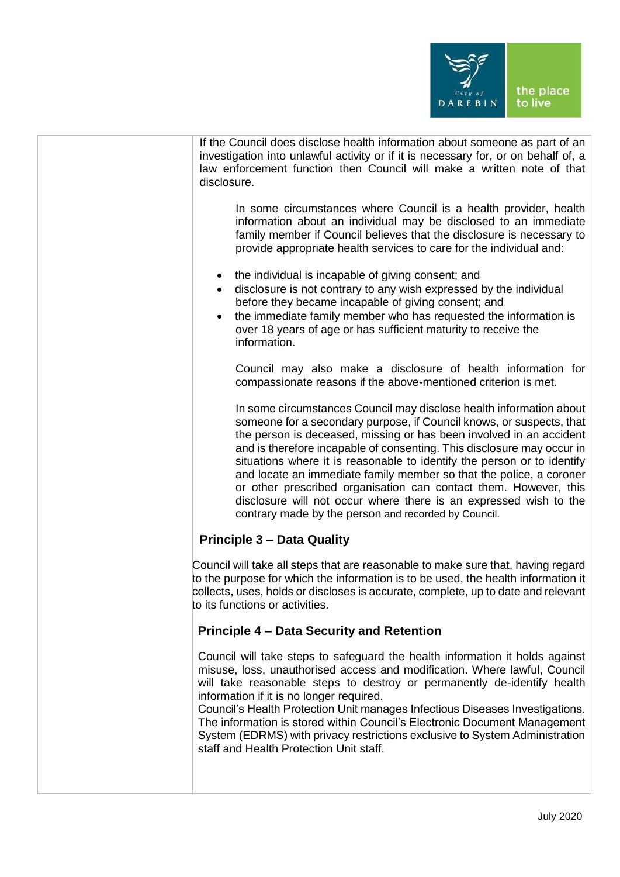If the Council does disclose health information about someone as part of an investigation into unlawful activity or if it is necessary for, or on behalf of, a law enforcement function then Council will make a written note of that disclosure.

In some circumstances where Council is a health provider, health information about an individual may be disclosed to an immediate family member if Council believes that the disclosure is necessary to provide appropriate health services to care for the individual and:

- the individual is incapable of giving consent; and
- disclosure is not contrary to any wish expressed by the individual before they became incapable of giving consent; and
- the immediate family member who has requested the information is over 18 years of age or has sufficient maturity to receive the information.

Council may also make a disclosure of health information for compassionate reasons if the above-mentioned criterion is met.

In some circumstances Council may disclose health information about someone for a secondary purpose, if Council knows, or suspects, that the person is deceased, missing or has been involved in an accident and is therefore incapable of consenting. This disclosure may occur in situations where it is reasonable to identify the person or to identify and locate an immediate family member so that the police, a coroner or other prescribed organisation can contact them. However, this disclosure will not occur where there is an expressed wish to the contrary made by the person and recorded by Council.

**Principle 3 – Data Quality**

Council will take all steps that are reasonable to make sure that, having regard to the purpose for which the information is to be used, the health information it collects, uses, holds or discloses is accurate, complete, up to date and relevant to its functions or activities.

**Principle 4 – Data Security and Retention**

Council will take steps to safeguard the health information it holds against misuse, loss, unauthorised access and modification. Where lawful, Council will take reasonable steps to destroy or permanently de-identify health information if it is no longer required.
Council's Health Protection Unit manages Infectious Diseases Investigations. The information is stored within Council's Electronic Document Management System (EDRMS) with privacy restrictions exclusive to System Administration staff and Health Protection Unit staff.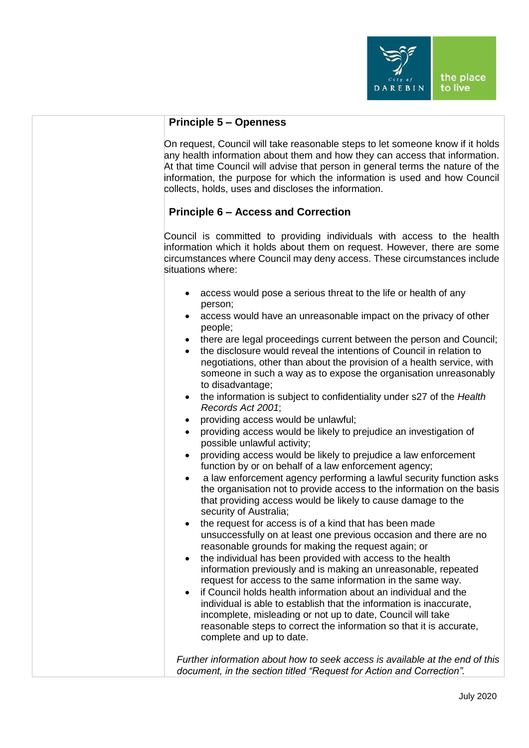## Principle 5 – Openness

On request, Council will take reasonable steps to let someone know if it holds any health information about them and how they can access that information. At that time Council will advise that person in general terms the nature of the information, the purpose for which the information is used and how Council collects, holds, uses and discloses the information.

## Principle 6 – Access and Correction

Council is committed to providing individuals with access to the health information which it holds about them on request. However, there are some circumstances where Council may deny access. These circumstances include situations where:

- access would pose a serious threat to the life or health of any person;
- access would have an unreasonable impact on the privacy of other people;
- there are legal proceedings current between the person and Council;
- the disclosure would reveal the intentions of Council in relation to negotiations, other than about the provision of a health service, with someone in such a way as to expose the organisation unreasonably to disadvantage;
- the information is subject to confidentiality under s27 of the *Health Records Act 2001*;
- providing access would be unlawful;
- providing access would be likely to prejudice an investigation of possible unlawful activity;
- providing access would be likely to prejudice a law enforcement function by or on behalf of a law enforcement agency;
- a law enforcement agency performing a lawful security function asks the organisation not to provide access to the information on the basis that providing access would be likely to cause damage to the security of Australia;
- the request for access is of a kind that has been made unsuccessfully on at least one previous occasion and there are no reasonable grounds for making the request again; or
- the individual has been provided with access to the health information previously and is making an unreasonable, repeated request for access to the same information in the same way.
- if Council holds health information about an individual and the individual is able to establish that the information is inaccurate, incomplete, misleading or not up to date, Council will take reasonable steps to correct the information so that it is accurate, complete and up to date.

*Further information about how to seek access is available at the end of this document, in the section titled "Request for Action and Correction".*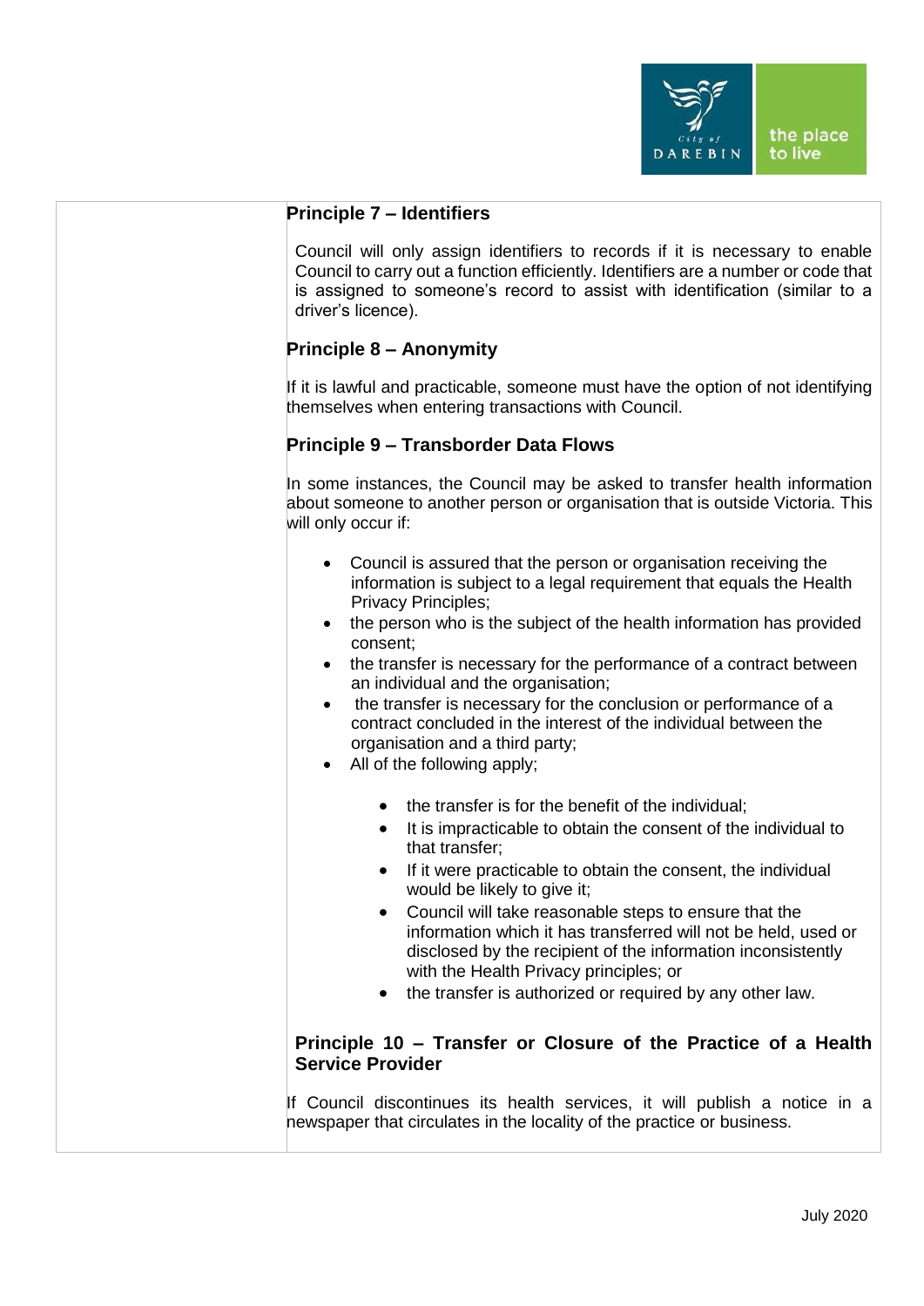### Principle 7 – Identifiers

Council will only assign identifiers to records if it is necessary to enable Council to carry out a function efficiently. Identifiers are a number or code that is assigned to someone's record to assist with identification (similar to a driver's licence).

### Principle 8 – Anonymity

If it is lawful and practicable, someone must have the option of not identifying themselves when entering transactions with Council.

### Principle 9 – Transborder Data Flows

In some instances, the Council may be asked to transfer health information about someone to another person or organisation that is outside Victoria. This will only occur if:

- Council is assured that the person or organisation receiving the information is subject to a legal requirement that equals the Health Privacy Principles;
- the person who is the subject of the health information has provided consent;
- the transfer is necessary for the performance of a contract between an individual and the organisation;
- the transfer is necessary for the conclusion or performance of a contract concluded in the interest of the individual between the organisation and a third party;
- All of the following apply;
  - the transfer is for the benefit of the individual;
  - It is impracticable to obtain the consent of the individual to that transfer;
  - If it were practicable to obtain the consent, the individual would be likely to give it;
  - Council will take reasonable steps to ensure that the information which it has transferred will not be held, used or disclosed by the recipient of the information inconsistently with the Health Privacy principles; or
  - the transfer is authorized or required by any other law.

### Principle 10 – Transfer or Closure of the Practice of a Health Service Provider

If Council discontinues its health services, it will publish a notice in a newspaper that circulates in the locality of the practice or business.

July 2020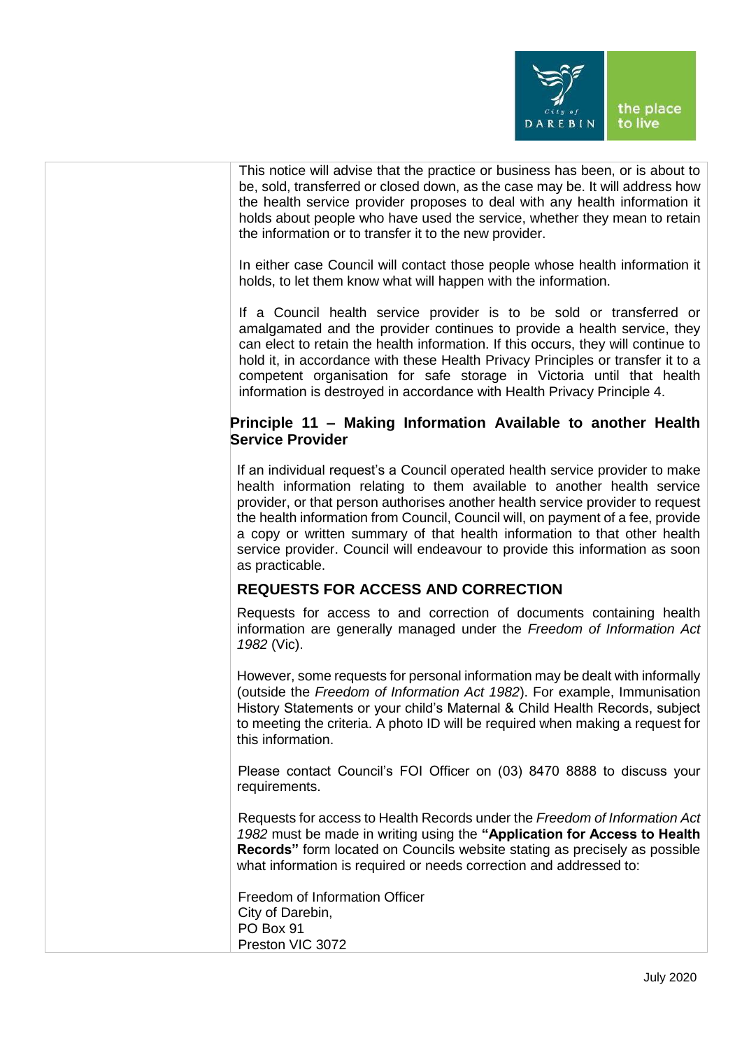This notice will advise that the practice or business has been, or is about to be, sold, transferred or closed down, as the case may be. It will address how the health service provider proposes to deal with any health information it holds about people who have used the service, whether they mean to retain the information or to transfer it to the new provider.

In either case Council will contact those people whose health information it holds, to let them know what will happen with the information.

If a Council health service provider is to be sold or transferred or amalgamated and the provider continues to provide a health service, they can elect to retain the health information. If this occurs, they will continue to hold it, in accordance with these Health Privacy Principles or transfer it to a competent organisation for safe storage in Victoria until that health information is destroyed in accordance with Health Privacy Principle 4.

### Principle 11 – Making Information Available to another Health Service Provider

If an individual request's a Council operated health service provider to make health information relating to them available to another health service provider, or that person authorises another health service provider to request the health information from Council, Council will, on payment of a fee, provide a copy or written summary of that health information to that other health service provider. Council will endeavour to provide this information as soon as practicable.

## REQUESTS FOR ACCESS AND CORRECTION

Requests for access to and correction of documents containing health information are generally managed under the *Freedom of Information Act 1982* (Vic).

However, some requests for personal information may be dealt with informally (outside the *Freedom of Information Act 1982*). For example, Immunisation History Statements or your child's Maternal & Child Health Records, subject to meeting the criteria. A photo ID will be required when making a request for this information.

Please contact Council's FOI Officer on (03) 8470 8888 to discuss your requirements.

Requests for access to Health Records under the *Freedom of Information Act 1982* must be made in writing using the **"Application for Access to Health Records"** form located on Councils website stating as precisely as possible what information is required or needs correction and addressed to:

Freedom of Information Officer
City of Darebin,
PO Box 91
Preston VIC 3072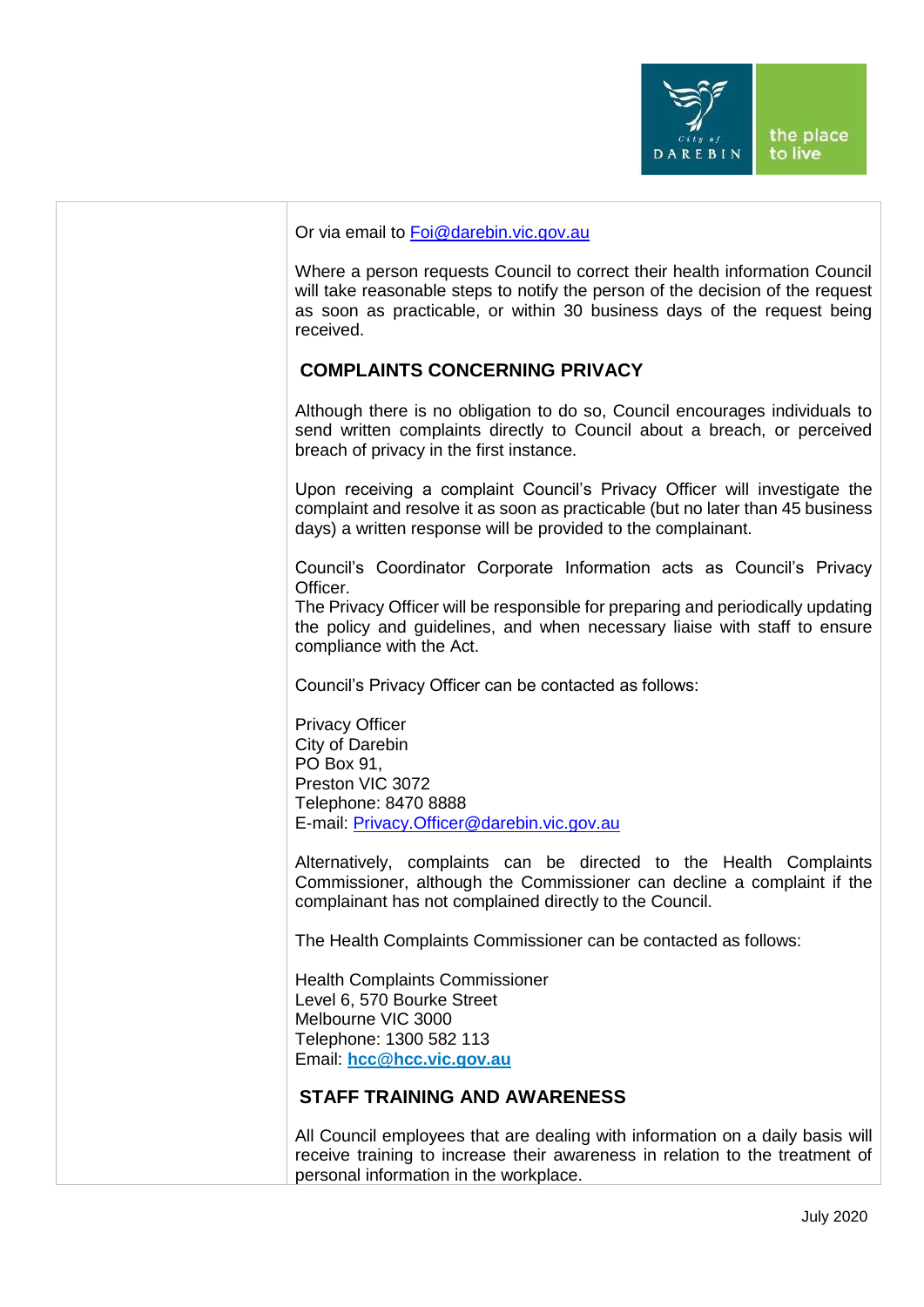Or via email to Foi@darebin.vic.gov.au

Where a person requests Council to correct their health information Council will take reasonable steps to notify the person of the decision of the request as soon as practicable, or within 30 business days of the request being received.

## COMPLAINTS CONCERNING PRIVACY

Although there is no obligation to do so, Council encourages individuals to send written complaints directly to Council about a breach, or perceived breach of privacy in the first instance.

Upon receiving a complaint Council's Privacy Officer will investigate the complaint and resolve it as soon as practicable (but no later than 45 business days) a written response will be provided to the complainant.

Council's Coordinator Corporate Information acts as Council's Privacy Officer.
The Privacy Officer will be responsible for preparing and periodically updating the policy and guidelines, and when necessary liaise with staff to ensure compliance with the Act.

Council's Privacy Officer can be contacted as follows:

Privacy Officer
City of Darebin
PO Box 91,
Preston VIC 3072
Telephone: 8470 8888
E-mail: Privacy.Officer@darebin.vic.gov.au

Alternatively, complaints can be directed to the Health Complaints Commissioner, although the Commissioner can decline a complaint if the complainant has not complained directly to the Council.

The Health Complaints Commissioner can be contacted as follows:

Health Complaints Commissioner
Level 6, 570 Bourke Street
Melbourne VIC 3000
Telephone: 1300 582 113
Email: **hcc@hcc.vic.gov.au**

## STAFF TRAINING AND AWARENESS

All Council employees that are dealing with information on a daily basis will receive training to increase their awareness in relation to the treatment of personal information in the workplace.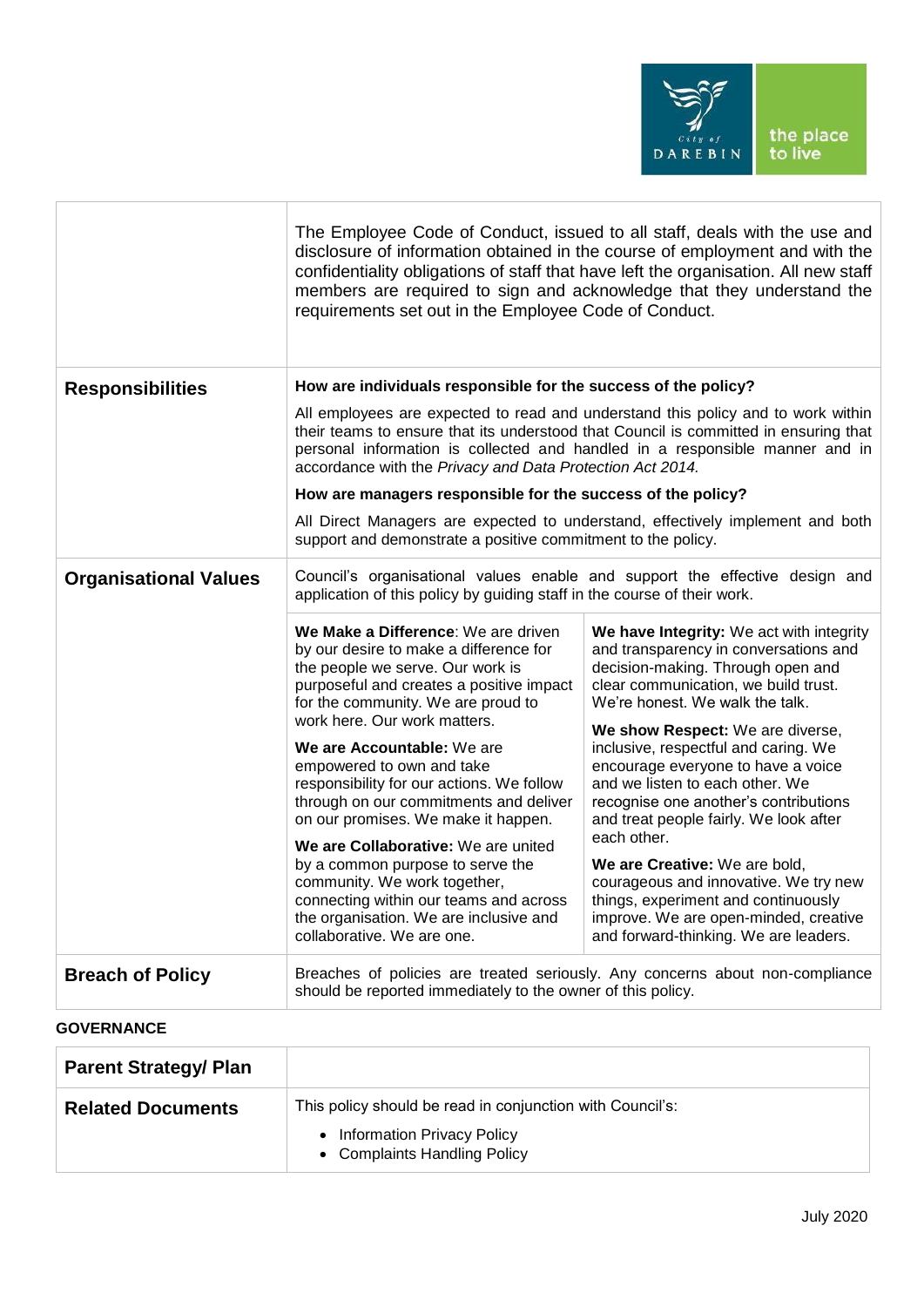| | |
|---|---|
| | The Employee Code of Conduct, issued to all staff, deals with the use and disclosure of information obtained in the course of employment and with the confidentiality obligations of staff that have left the organisation. All new staff members are required to sign and acknowledge that they understand the requirements set out in the Employee Code of Conduct. |
| **Responsibilities** | **How are individuals responsible for the success of the policy?**<br><br>All employees are expected to read and understand this policy and to work within their teams to ensure that its understood that Council is committed in ensuring that personal information is collected and handled in a responsible manner and in accordance with the *Privacy and Data Protection Act 2014.*<br><br>**How are managers responsible for the success of the policy?**<br><br>All Direct Managers are expected to understand, effectively implement and both support and demonstrate a positive commitment to the policy. |
| **Organisational Values** | Council's organisational values enable and support the effective design and application of this policy by guiding staff in the course of their work.<br><br>**We Make a Difference**: We are driven by our desire to make a difference for the people we serve. Our work is purposeful and creates a positive impact for the community. We are proud to work here. Our work matters.<br><br>**We are Accountable:** We are empowered to own and take responsibility for our actions. We follow through on our commitments and deliver on our promises. We make it happen.<br><br>**We are Collaborative:** We are united by a common purpose to serve the community. We work together, connecting within our teams and across the organisation. We are inclusive and collaborative. We are one.<br><br>**We have Integrity:** We act with integrity and transparency in conversations and decision-making. Through open and clear communication, we build trust. We're honest. We walk the talk.<br><br>**We show Respect:** We are diverse, inclusive, respectful and caring. We encourage everyone to have a voice and we listen to each other. We recognise one another's contributions and treat people fairly. We look after each other.<br><br>**We are Creative:** We are bold, courageous and innovative. We try new things, experiment and continuously improve. We are open-minded, creative and forward-thinking. We are leaders. |
| **Breach of Policy** | Breaches of policies are treated seriously. Any concerns about non-compliance should be reported immediately to the owner of this policy. |

**GOVERNANCE**

| | |
|---|---|
| **Parent Strategy/ Plan** | |
| **Related Documents** | This policy should be read in conjunction with Council's:<br>• Information Privacy Policy<br>• Complaints Handling Policy |

July 2020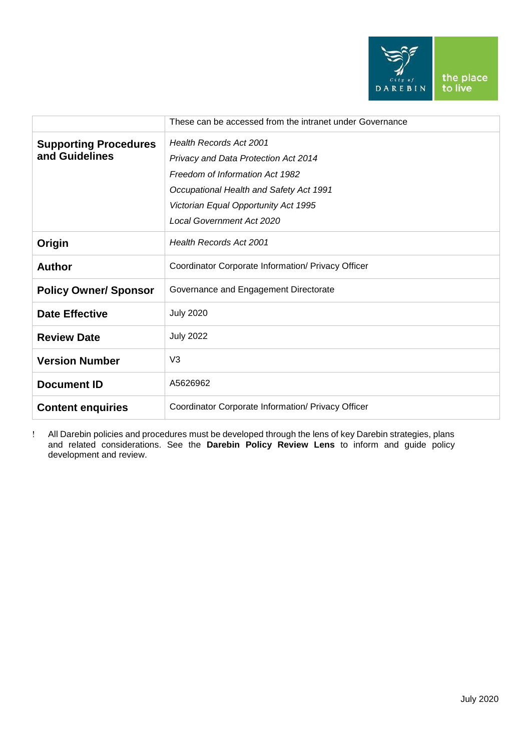| | |
|---|---|
| | These can be accessed from the intranet under Governance |
| **Supporting Procedures and Guidelines** | *Health Records Act 2001*<br>*Privacy and Data Protection Act 2014*<br>*Freedom of Information Act 1982*<br>*Occupational Health and Safety Act 1991*<br>*Victorian Equal Opportunity Act 1995*<br>*Local Government Act 2020* |
| **Origin** | *Health Records Act 2001* |
| **Author** | Coordinator Corporate Information/ Privacy Officer |
| **Policy Owner/ Sponsor** | Governance and Engagement Directorate |
| **Date Effective** | July 2020 |
| **Review Date** | July 2022 |
| **Version Number** | V3 |
| **Document ID** | A5626962 |
| **Content enquiries** | Coordinator Corporate Information/ Privacy Officer |

! All Darebin policies and procedures must be developed through the lens of key Darebin strategies, plans and related considerations. See the **Darebin Policy Review Lens** to inform and guide policy development and review.